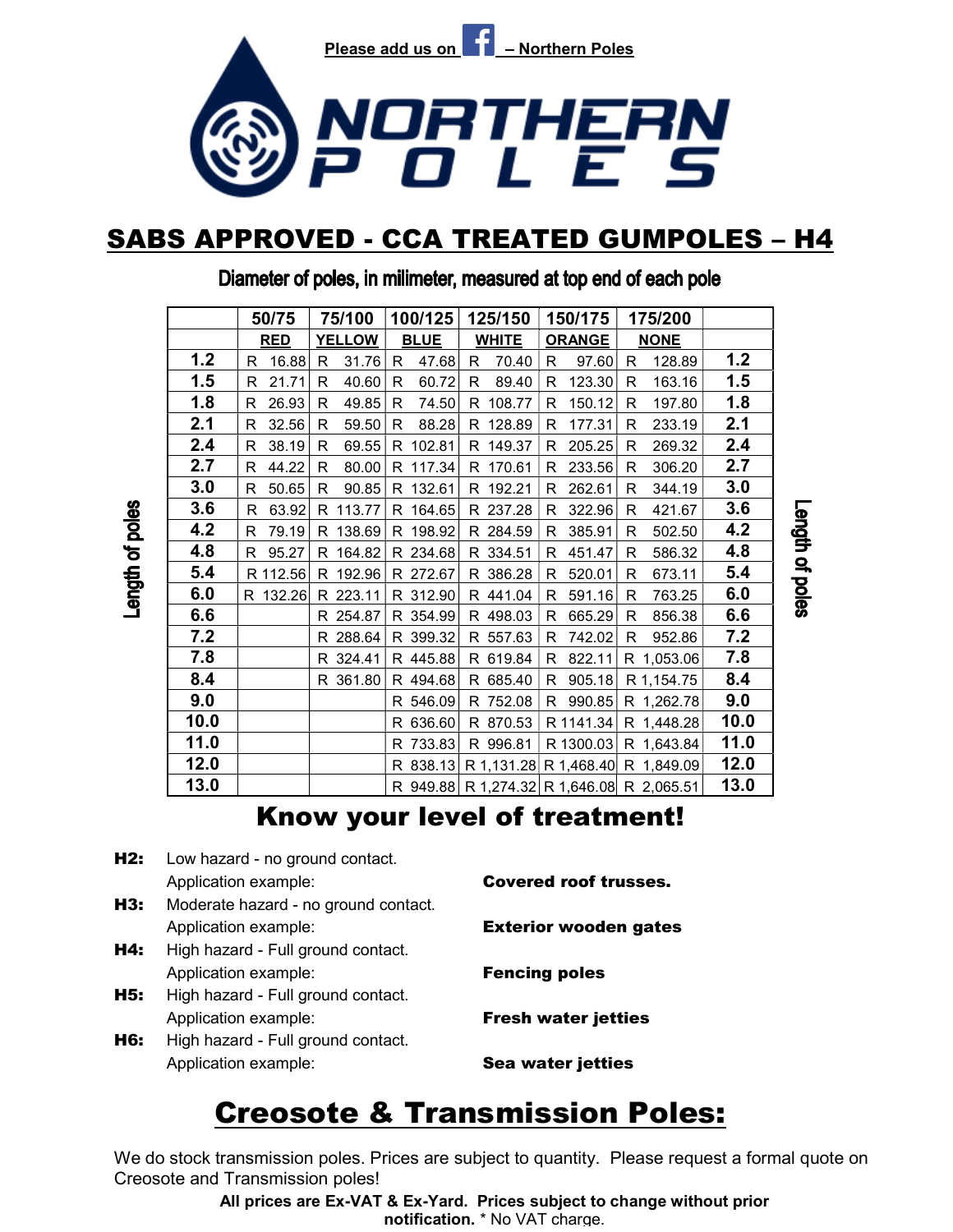Please add us on – Northern Poles

# NORTHERN POLES

## SABS APPROVED - CCA TREATED GUMPOLES – H4

Diameter of poles, in milimeter, measured at top end of each pole

| Length of poles | 50/75 | 75/100 | 100/125 | 125/150 | 150/175 | 175/200 | Length of poles |
|---|---|---|---|---|---|---|---|
| | RED | YELLOW | BLUE | WHITE | ORANGE | NONE | |
| 1.2 | R 16.88 | R 31.76 | R 47.68 | R 70.40 | R 97.60 | R 128.89 | 1.2 |
| 1.5 | R 21.71 | R 40.60 | R 60.72 | R 89.40 | R 123.30 | R 163.16 | 1.5 |
| 1.8 | R 26.93 | R 49.85 | R 74.50 | R 108.77 | R 150.12 | R 197.80 | 1.8 |
| 2.1 | R 32.56 | R 59.50 | R 88.28 | R 128.89 | R 177.31 | R 233.19 | 2.1 |
| 2.4 | R 38.19 | R 69.55 | R 102.81 | R 149.37 | R 205.25 | R 269.32 | 2.4 |
| 2.7 | R 44.22 | R 80.00 | R 117.34 | R 170.61 | R 233.56 | R 306.20 | 2.7 |
| 3.0 | R 50.65 | R 90.85 | R 132.61 | R 192.21 | R 262.61 | R 344.19 | 3.0 |
| 3.6 | R 63.92 | R 113.77 | R 164.65 | R 237.28 | R 322.96 | R 421.67 | 3.6 |
| 4.2 | R 79.19 | R 138.69 | R 198.92 | R 284.59 | R 385.91 | R 502.50 | 4.2 |
| 4.8 | R 95.27 | R 164.82 | R 234.68 | R 334.51 | R 451.47 | R 586.32 | 4.8 |
| 5.4 | R 112.56 | R 192.96 | R 272.67 | R 386.28 | R 520.01 | R 673.11 | 5.4 |
| 6.0 | R 132.26 | R 223.11 | R 312.90 | R 441.04 | R 591.16 | R 763.25 | 6.0 |
| 6.6 | | R 254.87 | R 354.99 | R 498.03 | R 665.29 | R 856.38 | 6.6 |
| 7.2 | | R 288.64 | R 399.32 | R 557.63 | R 742.02 | R 952.86 | 7.2 |
| 7.8 | | R 324.41 | R 445.88 | R 619.84 | R 822.11 | R 1,053.06 | 7.8 |
| 8.4 | | R 361.80 | R 494.68 | R 685.40 | R 905.18 | R 1,154.75 | 8.4 |
| 9.0 | | | R 546.09 | R 752.08 | R 990.85 | R 1,262.78 | 9.0 |
| 10.0 | | | R 636.60 | R 870.53 | R 1141.34 | R 1,448.28 | 10.0 |
| 11.0 | | | R 733.83 | R 996.81 | R 1300.03 | R 1,643.84 | 11.0 |
| 12.0 | | | R 838.13 | R 1,131.28 | R 1,468.40 | R 1,849.09 | 12.0 |
| 13.0 | | | R 949.88 | R 1,274.32 | R 1,646.08 | R 2,065.51 | 13.0 |

## Know your level of treatment!

**H2:** Low hazard - no ground contact.
Application example: **Covered roof trusses.**

**H3:** Moderate hazard - no ground contact.
Application example: **Exterior wooden gates**

**H4:** High hazard - Full ground contact.
Application example: **Fencing poles**

**H5:** High hazard - Full ground contact.
Application example: **Fresh water jetties**

**H6:** High hazard - Full ground contact.
Application example: **Sea water jetties**

## Creosote & Transmission Poles:

We do stock transmission poles. Prices are subject to quantity. Please request a formal quote on Creosote and Transmission poles!

**All prices are Ex-VAT & Ex-Yard. Prices subject to change without prior notification.** * No VAT charge.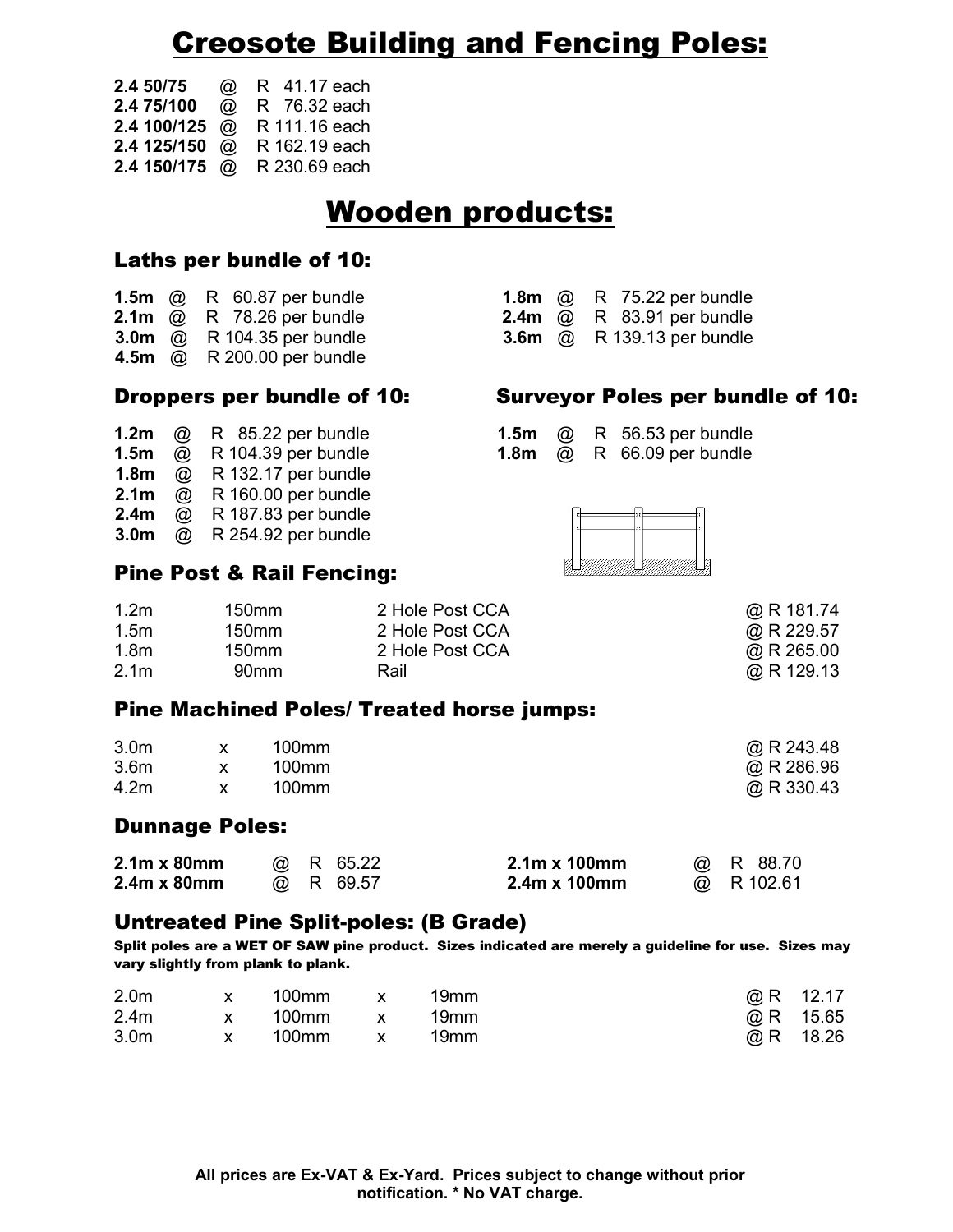# Creosote Building and Fencing Poles:

**2.4 50/75** @ R 41.17 each
**2.4 75/100** @ R 76.32 each
**2.4 100/125** @ R 111.16 each
**2.4 125/150** @ R 162.19 each
**2.4 150/175** @ R 230.69 each

# Wooden products:

## Laths per bundle of 10:

**1.5m** @ R 60.87 per bundle
**2.1m** @ R 78.26 per bundle
**3.0m** @ R 104.35 per bundle
**4.5m** @ R 200.00 per bundle
**1.8m** @ R 75.22 per bundle
**2.4m** @ R 83.91 per bundle
**3.6m** @ R 139.13 per bundle

## Droppers per bundle of 10:

**1.2m** @ R 85.22 per bundle
**1.5m** @ R 104.39 per bundle
**1.8m** @ R 132.17 per bundle
**2.1m** @ R 160.00 per bundle
**2.4m** @ R 187.83 per bundle
**3.0m** @ R 254.92 per bundle

## Surveyor Poles per bundle of 10:

**1.5m** @ R 56.53 per bundle
**1.8m** @ R 66.09 per bundle

## Pine Post & Rail Fencing:

| | | | |
|---|---|---|---|
| 1.2m | 150mm | 2 Hole Post CCA | @ R 181.74 |
| 1.5m | 150mm | 2 Hole Post CCA | @ R 229.57 |
| 1.8m | 150mm | 2 Hole Post CCA | @ R 265.00 |
| 2.1m | 90mm | Rail | @ R 129.13 |

## Pine Machined Poles/ Treated horse jumps:

| | | | |
|---|---|---|---|
| 3.0m | x | 100mm | @ R 243.48 |
| 3.6m | x | 100mm | @ R 286.96 |
| 4.2m | x | 100mm | @ R 330.43 |

## Dunnage Poles:

**2.1m x 80mm** @ R 65.22
**2.4m x 80mm** @ R 69.57
**2.1m x 100mm** @ R 88.70
**2.4m x 100mm** @ R 102.61

## Untreated Pine Split-poles: (B Grade)

**Split poles are a WET OF SAW pine product. Sizes indicated are merely a guideline for use. Sizes may vary slightly from plank to plank.**

| | | | | | |
|---|---|---|---|---|---|
| 2.0m | x | 100mm | x | 19mm | @ R 12.17 |
| 2.4m | x | 100mm | x | 19mm | @ R 15.65 |
| 3.0m | x | 100mm | x | 19mm | @ R 18.26 |

**All prices are Ex-VAT & Ex-Yard. Prices subject to change without prior notification. * No VAT charge.**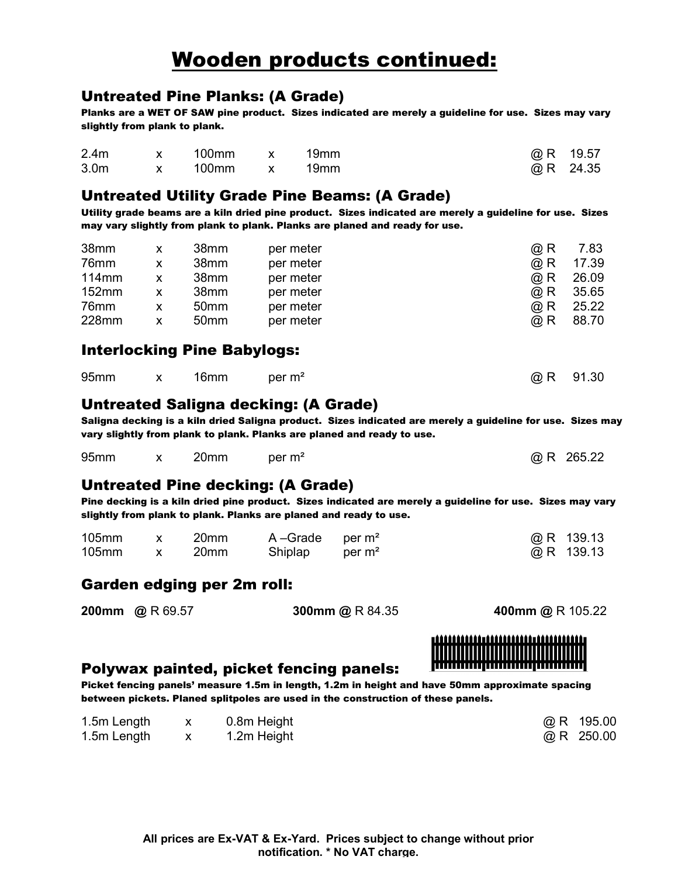# Wooden products continued:

## Untreated Pine Planks: (A Grade)

**Planks are a WET OF SAW pine product. Sizes indicated are merely a guideline for use. Sizes may vary slightly from plank to plank.**

| | | | | | |
|---|---|---|---|---|---|
| 2.4m | x | 100mm | x | 19mm | @ R 19.57 |
| 3.0m | x | 100mm | x | 19mm | @ R 24.35 |

## Untreated Utility Grade Pine Beams: (A Grade)

**Utility grade beams are a kiln dried pine product. Sizes indicated are merely a guideline for use. Sizes may vary slightly from plank to plank. Planks are planed and ready for use.**

| | | | | |
|---|---|---|---|---|
| 38mm | x | 38mm | per meter | @ R 7.83 |
| 76mm | x | 38mm | per meter | @ R 17.39 |
| 114mm | x | 38mm | per meter | @ R 26.09 |
| 152mm | x | 38mm | per meter | @ R 35.65 |
| 76mm | x | 50mm | per meter | @ R 25.22 |
| 228mm | x | 50mm | per meter | @ R 88.70 |

## Interlocking Pine Babylogs:

| | | | | |
|---|---|---|---|---|
| 95mm | x | 16mm | per m² | @ R 91.30 |

## Untreated Saligna decking: (A Grade)

**Saligna decking is a kiln dried Saligna product. Sizes indicated are merely a guideline for use. Sizes may vary slightly from plank to plank. Planks are planed and ready to use.**

| | | | | |
|---|---|---|---|---|
| 95mm | x | 20mm | per m² | @ R 265.22 |

## Untreated Pine decking: (A Grade)

**Pine decking is a kiln dried pine product. Sizes indicated are merely a guideline for use. Sizes may vary slightly from plank to plank. Planks are planed and ready to use.**

| | | | | | |
|---|---|---|---|---|---|
| 105mm | x | 20mm | A –Grade | per m² | @ R 139.13 |
| 105mm | x | 20mm | Shiplap | per m² | @ R 139.13 |

## Garden edging per 2m roll:

**200mm @** R 69.57 **300mm @** R 84.35 **400mm @** R 105.22

## Polywax painted, picket fencing panels:

**Picket fencing panels' measure 1.5m in length, 1.2m in height and have 50mm approximate spacing between pickets. Planed splitpoles are used in the construction of these panels.**

| | | | |
|---|---|---|---|
| 1.5m Length | x | 0.8m Height | @ R 195.00 |
| 1.5m Length | x | 1.2m Height | @ R 250.00 |

**All prices are Ex-VAT & Ex-Yard. Prices subject to change without prior notification. * No VAT charge.**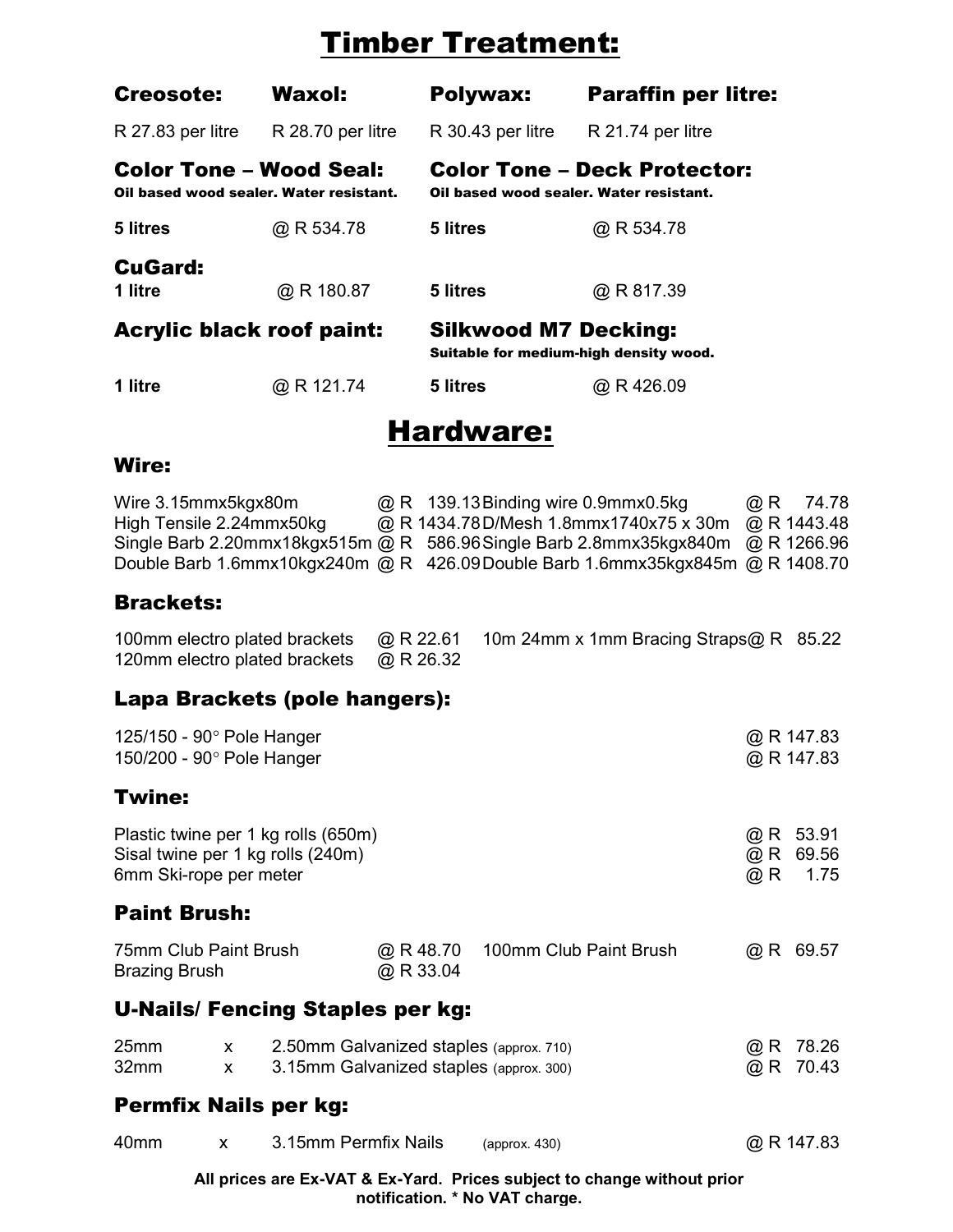# Timber Treatment:

| Creosote: | Waxol: | Polywax: | Paraffin per litre: |
| --- | --- | --- | --- |
| R 27.83 per litre | R 28.70 per litre | R 30.43 per litre | R 21.74 per litre |

### Color Tone – Wood Seal:
**Oil based wood sealer. Water resistant.**

**5 litres** @ R 534.78

### Color Tone – Deck Protector:
**Oil based wood sealer. Water resistant.**

**5 litres** @ R 534.78

### CuGard:

| | |
| --- | --- |
| **1 litre** | @ R 180.87 |
| **5 litres** | @ R 817.39 |

### Acrylic black roof paint:

**1 litre** @ R 121.74

### Silkwood M7 Decking:
**Suitable for medium-high density wood.**

**5 litres** @ R 426.09

# Hardware:

### Wire:

| Item | Price | Item | Price |
| --- | --- | --- | --- |
| Wire 3.15mmx5kgx80m | @ R 139.13 | Binding wire 0.9mmx0.5kg | @ R 74.78 |
| High Tensile 2.24mmx50kg | @ R 1434.78 | D/Mesh 1.8mmx1740x75 x 30m | @ R 1443.48 |
| Single Barb 2.20mmx18kgx515m | @ R 586.96 | Single Barb 2.8mmx35kgx840m | @ R 1266.96 |
| Double Barb 1.6mmx10kgx240m | @ R 426.09 | Double Barb 1.6mmx35kgx845m | @ R 1408.70 |

### Brackets:

| Item | Price | Item | Price |
| --- | --- | --- | --- |
| 100mm electro plated brackets | @ R 22.61 | 10m 24mm x 1mm Bracing Straps | @ R 85.22 |
| 120mm electro plated brackets | @ R 26.32 | | |

### Lapa Brackets (pole hangers):

| Item | Price |
| --- | --- |
| 125/150 - 90° Pole Hanger | @ R 147.83 |
| 150/200 - 90° Pole Hanger | @ R 147.83 |

### Twine:

| Item | Price |
| --- | --- |
| Plastic twine per 1 kg rolls (650m) | @ R 53.91 |
| Sisal twine per 1 kg rolls (240m) | @ R 69.56 |
| 6mm Ski-rope per meter | @ R 1.75 |

### Paint Brush:

| Item | Price | Item | Price |
| --- | --- | --- | --- |
| 75mm Club Paint Brush | @ R 48.70 | 100mm Club Paint Brush | @ R 69.57 |
| Brazing Brush | @ R 33.04 | | |

### U-Nails/ Fencing Staples per kg:

| | | | |
| --- | --- | --- | --- |
| 25mm | x | 2.50mm Galvanized staples (approx. 710) | @ R 78.26 |
| 32mm | x | 3.15mm Galvanized staples (approx. 300) | @ R 70.43 |

### Permfix Nails per kg:

| | | | |
| --- | --- | --- | --- |
| 40mm | x | 3.15mm Permfix Nails (approx. 430) | @ R 147.83 |

**All prices are Ex-VAT & Ex-Yard. Prices subject to change without prior notification. * No VAT charge.**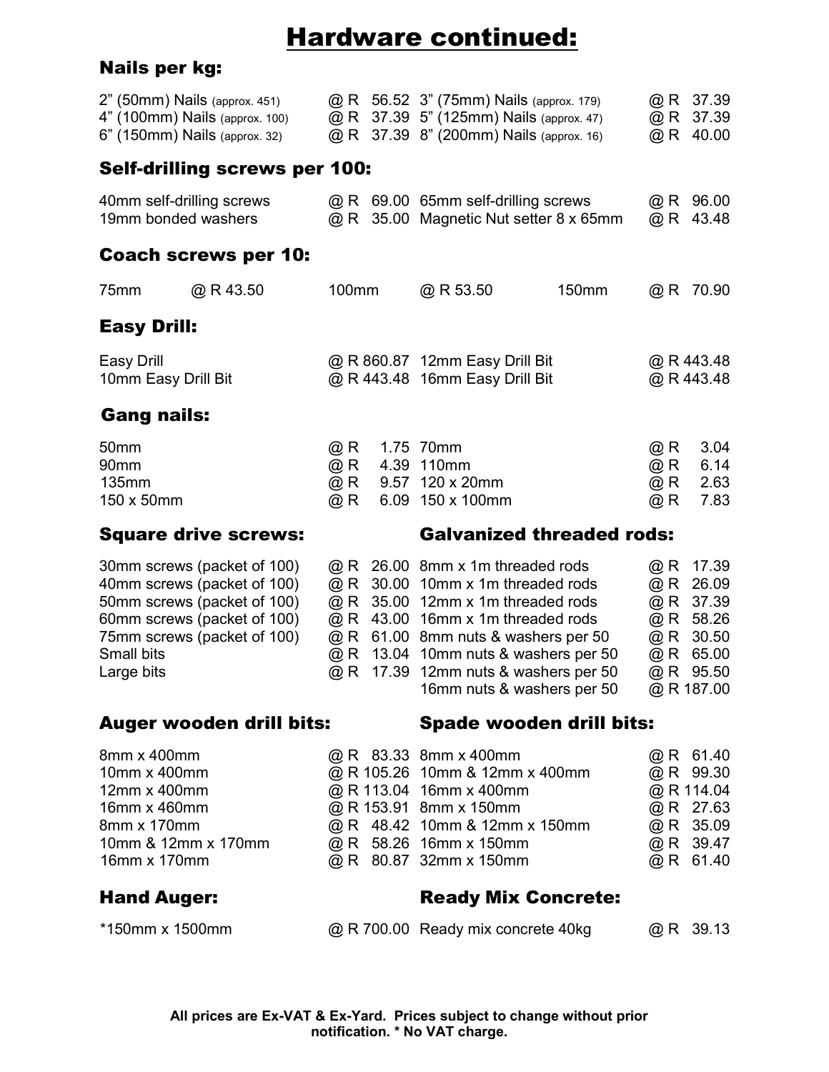# Hardware continued:

## Nails per kg:

| Item | Price | Item | Price |
|---|---|---|---|
| 2" (50mm) Nails (approx. 451) | @ R 56.52 | 3" (75mm) Nails (approx. 179) | @ R 37.39 |
| 4" (100mm) Nails (approx. 100) | @ R 37.39 | 5" (125mm) Nails (approx. 47) | @ R 37.39 |
| 6" (150mm) Nails (approx. 32) | @ R 37.39 | 8" (200mm) Nails (approx. 16) | @ R 40.00 |

## Self-drilling screws per 100:

| Item | Price | Item | Price |
|---|---|---|---|
| 40mm self-drilling screws | @ R 69.00 | 65mm self-drilling screws | @ R 96.00 |
| 19mm bonded washers | @ R 35.00 | Magnetic Nut setter 8 x 65mm | @ R 43.48 |

## Coach screws per 10:

| Item | Price | Item | Price | Item | Price |
|---|---|---|---|---|---|
| 75mm | @ R 43.50 | 100mm | @ R 53.50 | 150mm | @ R 70.90 |

## Easy Drill:

| Item | Price | Item | Price |
|---|---|---|---|
| Easy Drill | @ R 860.87 | 12mm Easy Drill Bit | @ R 443.48 |
| 10mm Easy Drill Bit | @ R 443.48 | 16mm Easy Drill Bit | @ R 443.48 |

## Gang nails:

| Item | Price | Item | Price |
|---|---|---|---|
| 50mm | @ R 1.75 | 70mm | @ R 3.04 |
| 90mm | @ R 4.39 | 110mm | @ R 6.14 |
| 135mm | @ R 9.57 | 120 x 20mm | @ R 2.63 |
| 150 x 50mm | @ R 6.09 | 150 x 100mm | @ R 7.83 |

## Square drive screws:

| Item | Price |
|---|---|
| 30mm screws (packet of 100) | @ R 26.00 |
| 40mm screws (packet of 100) | @ R 30.00 |
| 50mm screws (packet of 100) | @ R 35.00 |
| 60mm screws (packet of 100) | @ R 43.00 |
| 75mm screws (packet of 100) | @ R 61.00 |
| Small bits | @ R 13.04 |
| Large bits | @ R 17.39 |

## Galvanized threaded rods:

| Item | Price |
|---|---|
| 8mm x 1m threaded rods | @ R 17.39 |
| 10mm x 1m threaded rods | @ R 26.09 |
| 12mm x 1m threaded rods | @ R 37.39 |
| 16mm x 1m threaded rods | @ R 58.26 |
| 8mm nuts & washers per 50 | @ R 30.50 |
| 10mm nuts & washers per 50 | @ R 65.00 |
| 12mm nuts & washers per 50 | @ R 95.50 |
| 16mm nuts & washers per 50 | @ R 187.00 |

## Auger wooden drill bits:

| Item | Price |
|---|---|
| 8mm x 400mm | @ R 83.33 |
| 10mm x 400mm | @ R 105.26 |
| 12mm x 400mm | @ R 113.04 |
| 16mm x 460mm | @ R 153.91 |
| 8mm x 170mm | @ R 48.42 |
| 10mm & 12mm x 170mm | @ R 58.26 |
| 16mm x 170mm | @ R 80.87 |

## Spade wooden drill bits:

| Item | Price |
|---|---|
| 8mm x 400mm | @ R 61.40 |
| 10mm & 12mm x 400mm | @ R 99.30 |
| 16mm x 400mm | @ R 114.04 |
| 8mm x 150mm | @ R 27.63 |
| 10mm & 12mm x 150mm | @ R 35.09 |
| 16mm x 150mm | @ R 39.47 |
| 32mm x 150mm | @ R 61.40 |

## Hand Auger:

| Item | Price |
|---|---|
| *150mm x 1500mm | @ R 700.00 |

## Ready Mix Concrete:

| Item | Price |
|---|---|
| Ready mix concrete 40kg | @ R 39.13 |

**All prices are Ex-VAT & Ex-Yard. Prices subject to change without prior notification. * No VAT charge.**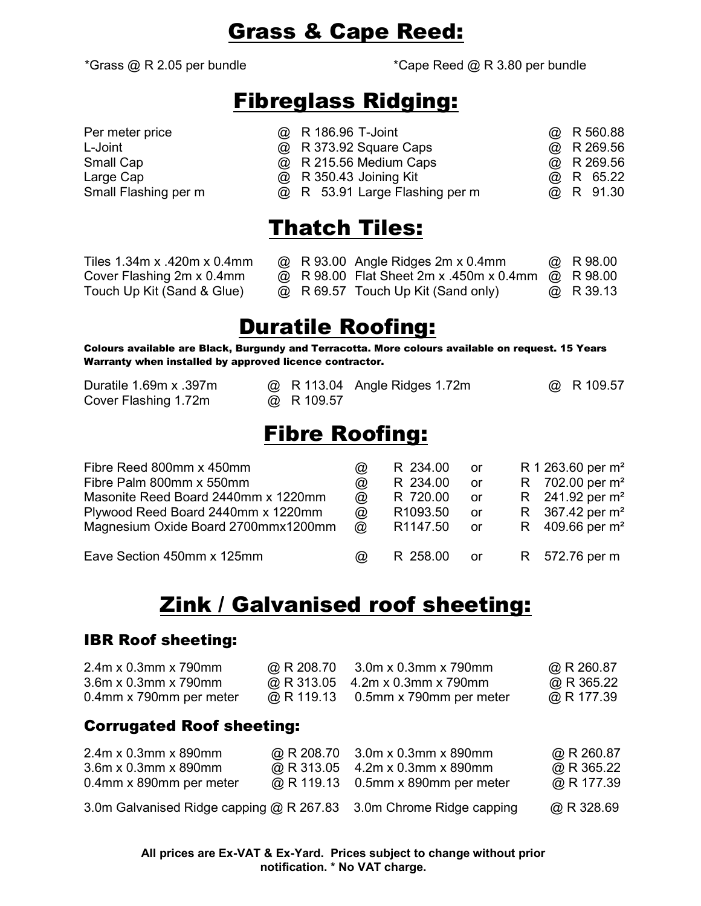# Grass & Cape Reed:

*Grass @ R 2.05 per bundle

*Cape Reed @ R 3.80 per bundle

# Fibreglass Ridging:

| | | | |
|---|---|---|---|
| Per meter price | @ R 186.96 | T-Joint | @ R 560.88 |
| L-Joint | @ R 373.92 | Square Caps | @ R 269.56 |
| Small Cap | @ R 215.56 | Medium Caps | @ R 269.56 |
| Large Cap | @ R 350.43 | Joining Kit | @ R 65.22 |
| Small Flashing per m | @ R 53.91 | Large Flashing per m | @ R 91.30 |

# Thatch Tiles:

| | | | |
|---|---|---|---|
| Tiles 1.34m x .420m x 0.4mm | @ R 93.00 | Angle Ridges 2m x 0.4mm | @ R 98.00 |
| Cover Flashing 2m x 0.4mm | @ R 98.00 | Flat Sheet 2m x .450m x 0.4mm | @ R 98.00 |
| Touch Up Kit (Sand & Glue) | @ R 69.57 | Touch Up Kit (Sand only) | @ R 39.13 |

# Duratile Roofing:

**Colours available are Black, Burgundy and Terracotta. More colours available on request. 15 Years Warranty when installed by approved licence contractor.**

| | | | |
|---|---|---|---|
| Duratile 1.69m x .397m | @ R 113.04 | Angle Ridges 1.72m | @ R 109.57 |
| Cover Flashing 1.72m | @ R 109.57 | | |

# Fibre Roofing:

| | | | | |
|---|---|---|---|---|
| Fibre Reed 800mm x 450mm | @ | R 234.00 | or | R 1 263.60 per m² |
| Fibre Palm 800mm x 550mm | @ | R 234.00 | or | R 702.00 per m² |
| Masonite Reed Board 2440mm x 1220mm | @ | R 720.00 | or | R 241.92 per m² |
| Plywood Reed Board 2440mm x 1220mm | @ | R1093.50 | or | R 367.42 per m² |
| Magnesium Oxide Board 2700mmx1200mm | @ | R1147.50 | or | R 409.66 per m² |
| Eave Section 450mm x 125mm | @ | R 258.00 | or | R 572.76 per m |

# Zink / Galvanised roof sheeting:

## IBR Roof sheeting:

| | | | |
|---|---|---|---|
| 2.4m x 0.3mm x 790mm | @ R 208.70 | 3.0m x 0.3mm x 790mm | @ R 260.87 |
| 3.6m x 0.3mm x 790mm | @ R 313.05 | 4.2m x 0.3mm x 790mm | @ R 365.22 |
| 0.4mm x 790mm per meter | @ R 119.13 | 0.5mm x 790mm per meter | @ R 177.39 |

## Corrugated Roof sheeting:

| | | | |
|---|---|---|---|
| 2.4m x 0.3mm x 890mm | @ R 208.70 | 3.0m x 0.3mm x 890mm | @ R 260.87 |
| 3.6m x 0.3mm x 890mm | @ R 313.05 | 4.2m x 0.3mm x 890mm | @ R 365.22 |
| 0.4mm x 890mm per meter | @ R 119.13 | 0.5mm x 890mm per meter | @ R 177.39 |
| 3.0m Galvanised Ridge capping | @ R 267.83 | 3.0m Chrome Ridge capping | @ R 328.69 |

**All prices are Ex-VAT & Ex-Yard. Prices subject to change without prior notification. * No VAT charge.**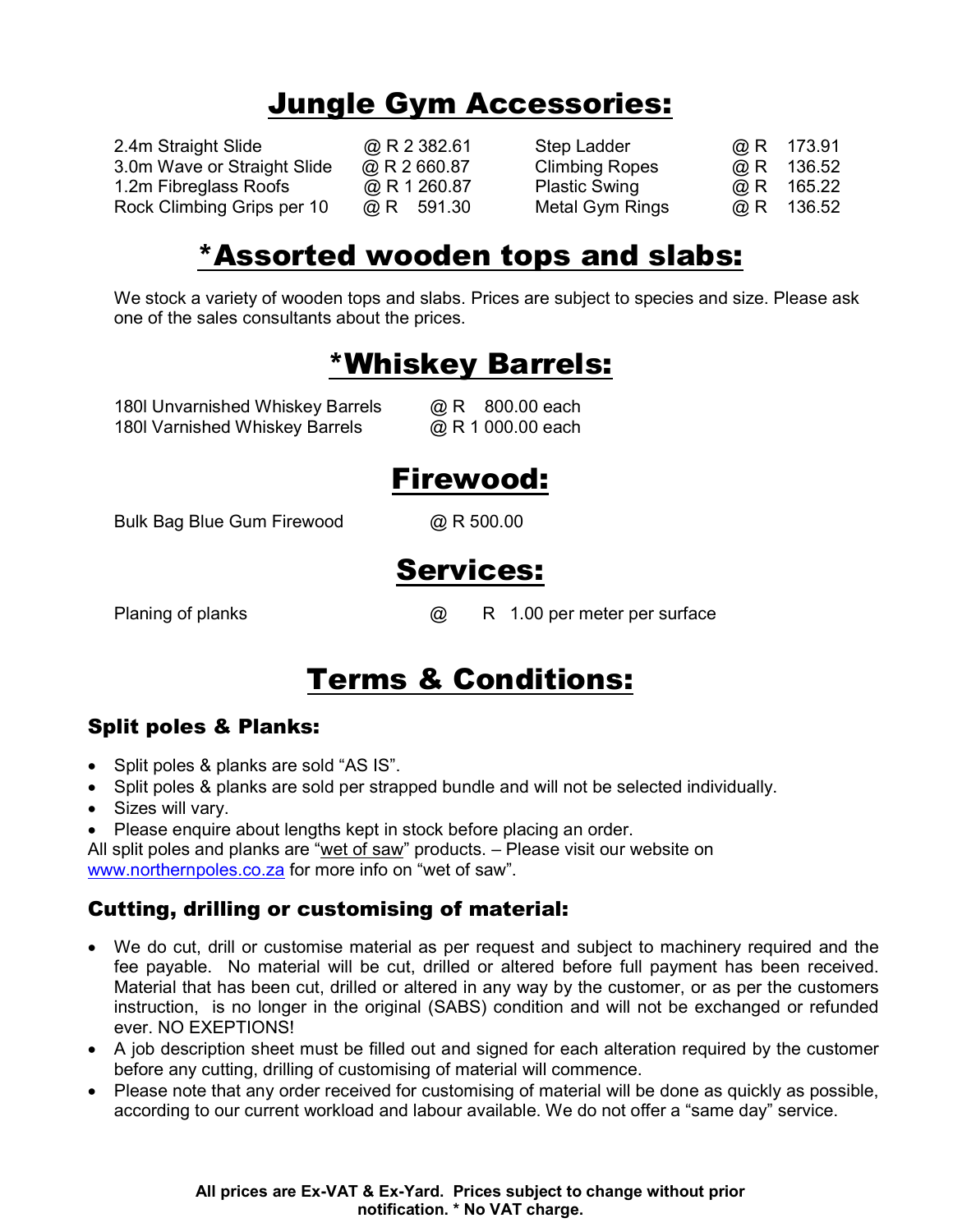# Jungle Gym Accessories:

| | | | |
|---|---|---|---|
| 2.4m Straight Slide | @ R 2 382.61 | Step Ladder | @ R 173.91 |
| 3.0m Wave or Straight Slide | @ R 2 660.87 | Climbing Ropes | @ R 136.52 |
| 1.2m Fibreglass Roofs | @ R 1 260.87 | Plastic Swing | @ R 165.22 |
| Rock Climbing Grips per 10 | @ R 591.30 | Metal Gym Rings | @ R 136.52 |

# *Assorted wooden tops and slabs:

We stock a variety of wooden tops and slabs. Prices are subject to species and size. Please ask one of the sales consultants about the prices.

# *Whiskey Barrels:

| | |
|---|---|
| 180l Unvarnished Whiskey Barrels | @ R 800.00 each |
| 180l Varnished Whiskey Barrels | @ R 1 000.00 each |

# Firewood:

| | |
|---|---|
| Bulk Bag Blue Gum Firewood | @ R 500.00 |

# Services:

| | |
|---|---|
| Planing of planks | @ R 1.00 per meter per surface |

# Terms & Conditions:

## Split poles & Planks:

- Split poles & planks are sold "AS IS".
- Split poles & planks are sold per strapped bundle and will not be selected individually.
- Sizes will vary.
- Please enquire about lengths kept in stock before placing an order.

All split poles and planks are "wet of saw" products. – Please visit our website on www.northernpoles.co.za for more info on "wet of saw".

## Cutting, drilling or customising of material:

- We do cut, drill or customise material as per request and subject to machinery required and the fee payable. No material will be cut, drilled or altered before full payment has been received. Material that has been cut, drilled or altered in any way by the customer, or as per the customers instruction, is no longer in the original (SABS) condition and will not be exchanged or refunded ever. NO EXEPTIONS!
- A job description sheet must be filled out and signed for each alteration required by the customer before any cutting, drilling of customising of material will commence.
- Please note that any order received for customising of material will be done as quickly as possible, according to our current workload and labour available. We do not offer a "same day" service.

**All prices are Ex-VAT & Ex-Yard. Prices subject to change without prior notification. * No VAT charge.**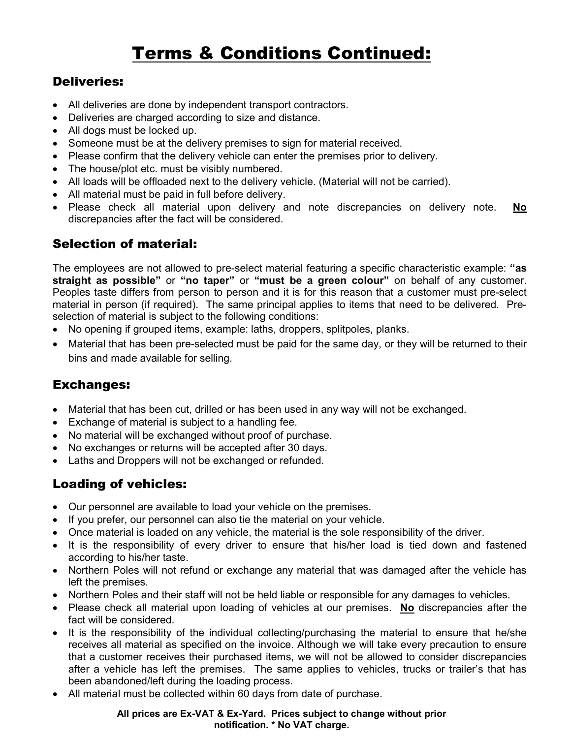# Terms & Conditions Continued:

## Deliveries:

- All deliveries are done by independent transport contractors.
- Deliveries are charged according to size and distance.
- All dogs must be locked up.
- Someone must be at the delivery premises to sign for material received.
- Please confirm that the delivery vehicle can enter the premises prior to delivery.
- The house/plot etc. must be visibly numbered.
- All loads will be offloaded next to the delivery vehicle. (Material will not be carried).
- All material must be paid in full before delivery.
- Please check all material upon delivery and note discrepancies on delivery note. **<u>No</u>** discrepancies after the fact will be considered.

## Selection of material:

The employees are not allowed to pre-select material featuring a specific characteristic example: **"as straight as possible"** or **"no taper"** or **"must be a green colour"** on behalf of any customer. Peoples taste differs from person to person and it is for this reason that a customer must pre-select material in person (if required). The same principal applies to items that need to be delivered. Pre-selection of material is subject to the following conditions:

- No opening if grouped items, example: laths, droppers, splitpoles, planks.
- Material that has been pre-selected must be paid for the same day, or they will be returned to their bins and made available for selling.

## Exchanges:

- Material that has been cut, drilled or has been used in any way will not be exchanged.
- Exchange of material is subject to a handling fee.
- No material will be exchanged without proof of purchase.
- No exchanges or returns will be accepted after 30 days.
- Laths and Droppers will not be exchanged or refunded.

## Loading of vehicles:

- Our personnel are available to load your vehicle on the premises.
- If you prefer, our personnel can also tie the material on your vehicle.
- Once material is loaded on any vehicle, the material is the sole responsibility of the driver.
- It is the responsibility of every driver to ensure that his/her load is tied down and fastened according to his/her taste.
- Northern Poles will not refund or exchange any material that was damaged after the vehicle has left the premises.
- Northern Poles and their staff will not be held liable or responsible for any damages to vehicles.
- Please check all material upon loading of vehicles at our premises. **<u>No</u>** discrepancies after the fact will be considered.
- It is the responsibility of the individual collecting/purchasing the material to ensure that he/she receives all material as specified on the invoice. Although we will take every precaution to ensure that a customer receives their purchased items, we will not be allowed to consider discrepancies after a vehicle has left the premises. The same applies to vehicles, trucks or trailer's that has been abandoned/left during the loading process.
- All material must be collected within 60 days from date of purchase.

**All prices are Ex-VAT & Ex-Yard. Prices subject to change without prior notification. * No VAT charge.**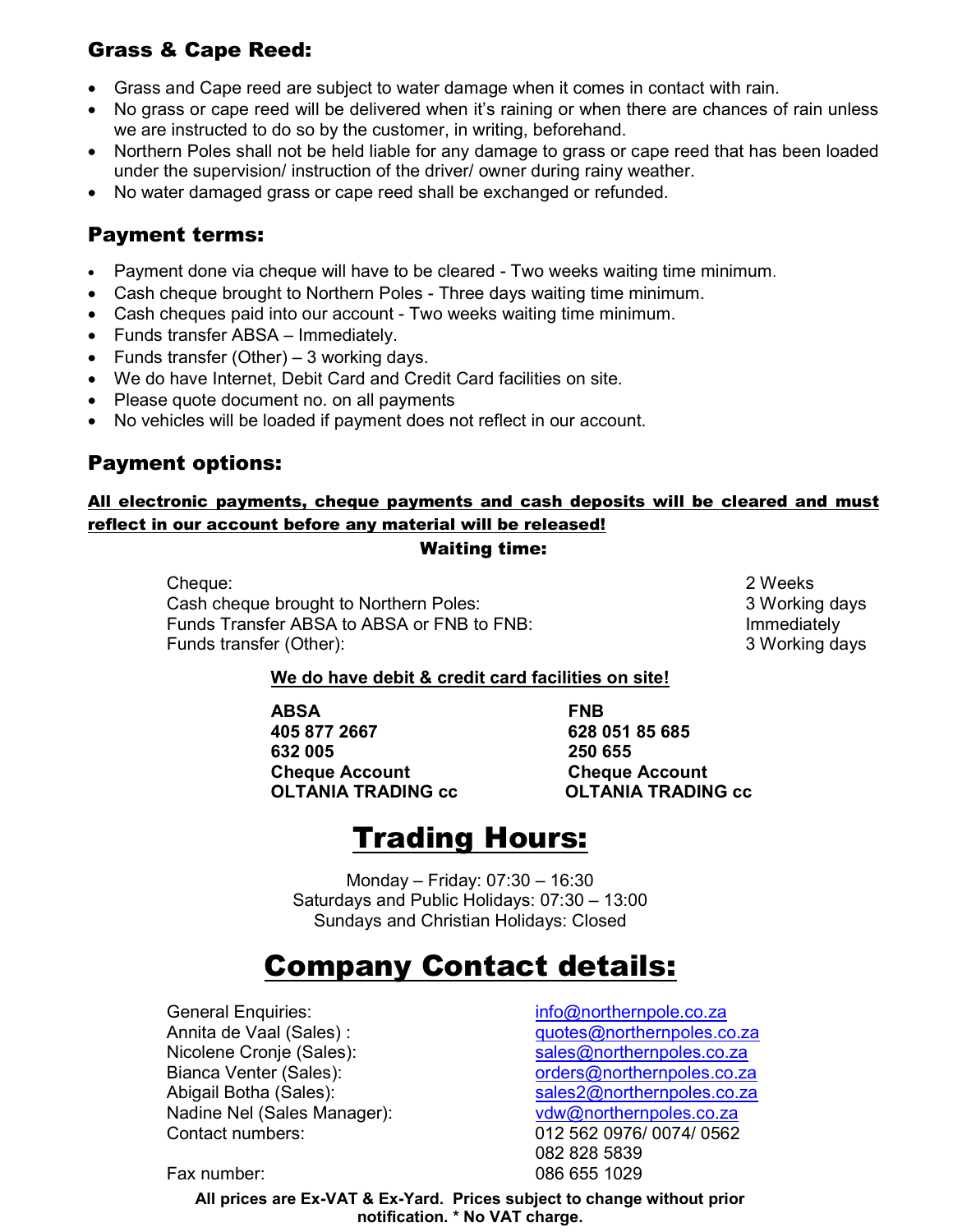## Grass & Cape Reed:

- Grass and Cape reed are subject to water damage when it comes in contact with rain.
- No grass or cape reed will be delivered when it's raining or when there are chances of rain unless we are instructed to do so by the customer, in writing, beforehand.
- Northern Poles shall not be held liable for any damage to grass or cape reed that has been loaded under the supervision/ instruction of the driver/ owner during rainy weather.
- No water damaged grass or cape reed shall be exchanged or refunded.

## Payment terms:

- Payment done via cheque will have to be cleared - Two weeks waiting time minimum.
- Cash cheque brought to Northern Poles - Three days waiting time minimum.
- Cash cheques paid into our account - Two weeks waiting time minimum.
- Funds transfer ABSA – Immediately.
- Funds transfer (Other) – 3 working days.
- We do have Internet, Debit Card and Credit Card facilities on site.
- Please quote document no. on all payments
- No vehicles will be loaded if payment does not reflect in our account.

## Payment options:

**All electronic payments, cheque payments and cash deposits will be cleared and must reflect in our account before any material will be released!**

**Waiting time:**

| | |
|---|---|
| Cheque: | 2 Weeks |
| Cash cheque brought to Northern Poles: | 3 Working days |
| Funds Transfer ABSA to ABSA or FNB to FNB: | Immediately |
| Funds transfer (Other): | 3 Working days |

**We do have debit & credit card facilities on site!**

| | |
|---|---|
| **ABSA** | **FNB** |
| **405 877 2667** | **628 051 85 685** |
| **632 005** | **250 655** |
| **Cheque Account** | **Cheque Account** |
| **OLTANIA TRADING cc** | **OLTANIA TRADING cc** |

# Trading Hours:

Monday – Friday: 07:30 – 16:30
Saturdays and Public Holidays: 07:30 – 13:00
Sundays and Christian Holidays: Closed

# Company Contact details:

| | |
|---|---|
| General Enquiries: | info@northernpole.co.za |
| Annita de Vaal (Sales) : | quotes@northernpoles.co.za |
| Nicolene Cronje (Sales): | sales@northernpoles.co.za |
| Bianca Venter (Sales): | orders@northernpoles.co.za |
| Abigail Botha (Sales): | sales2@northernpoles.co.za |
| Nadine Nel (Sales Manager): | vdw@northernpoles.co.za |
| Contact numbers: | 012 562 0976/ 0074/ 0562<br>082 828 5839 |
| Fax number: | 086 655 1029 |

**All prices are Ex-VAT & Ex-Yard. Prices subject to change without prior notification. * No VAT charge.**